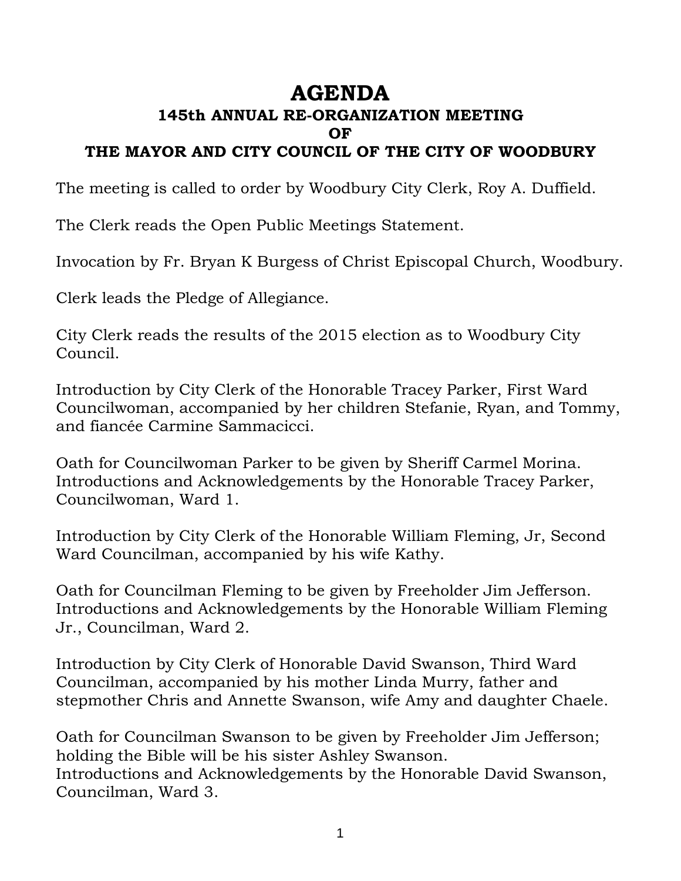# AGENDA

### 145th ANNUAL RE-ORGANIZATION MEETING
### OF
### THE MAYOR AND CITY COUNCIL OF THE CITY OF WOODBURY

The meeting is called to order by Woodbury City Clerk, Roy A. Duffield.

The Clerk reads the Open Public Meetings Statement.

Invocation by Fr. Bryan K Burgess of Christ Episcopal Church, Woodbury.

Clerk leads the Pledge of Allegiance.

City Clerk reads the results of the 2015 election as to Woodbury City Council.

Introduction by City Clerk of the Honorable Tracey Parker, First Ward Councilwoman, accompanied by her children Stefanie, Ryan, and Tommy, and fiancée Carmine Sammacicci.

Oath for Councilwoman Parker to be given by Sheriff Carmel Morina.
Introductions and Acknowledgements by the Honorable Tracey Parker, Councilwoman, Ward 1.

Introduction by City Clerk of the Honorable William Fleming, Jr, Second Ward Councilman, accompanied by his wife Kathy.

Oath for Councilman Fleming to be given by Freeholder Jim Jefferson.
Introductions and Acknowledgements by the Honorable William Fleming Jr., Councilman, Ward 2.

Introduction by City Clerk of Honorable David Swanson, Third Ward Councilman, accompanied by his mother Linda Murry, father and stepmother Chris and Annette Swanson, wife Amy and daughter Chaele.

Oath for Councilman Swanson to be given by Freeholder Jim Jefferson; holding the Bible will be his sister Ashley Swanson.
Introductions and Acknowledgements by the Honorable David Swanson, Councilman, Ward 3.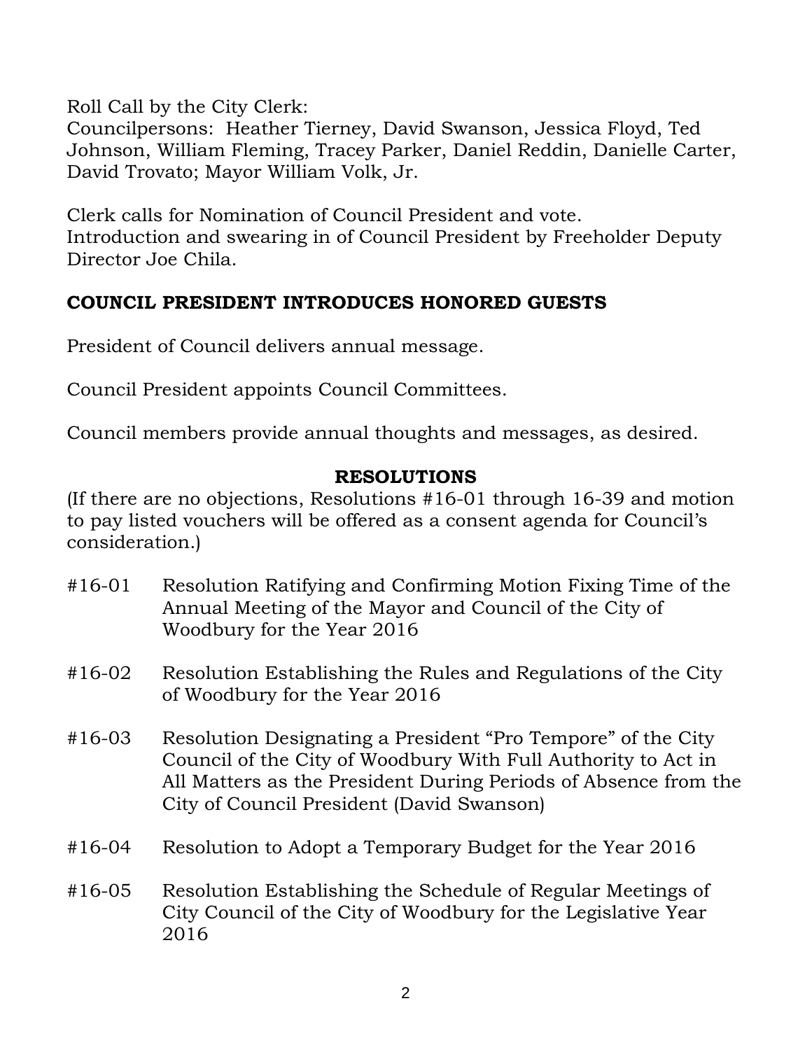Roll Call by the City Clerk:
Councilpersons: Heather Tierney, David Swanson, Jessica Floyd, Ted Johnson, William Fleming, Tracey Parker, Daniel Reddin, Danielle Carter, David Trovato; Mayor William Volk, Jr.

Clerk calls for Nomination of Council President and vote.
Introduction and swearing in of Council President by Freeholder Deputy Director Joe Chila.

**COUNCIL PRESIDENT INTRODUCES HONORED GUESTS**

President of Council delivers annual message.

Council President appoints Council Committees.

Council members provide annual thoughts and messages, as desired.

## RESOLUTIONS

(If there are no objections, Resolutions #16-01 through 16-39 and motion to pay listed vouchers will be offered as a consent agenda for Council's consideration.)

#16-01 Resolution Ratifying and Confirming Motion Fixing Time of the Annual Meeting of the Mayor and Council of the City of Woodbury for the Year 2016

#16-02 Resolution Establishing the Rules and Regulations of the City of Woodbury for the Year 2016

#16-03 Resolution Designating a President "Pro Tempore" of the City Council of the City of Woodbury With Full Authority to Act in All Matters as the President During Periods of Absence from the City of Council President (David Swanson)

#16-04 Resolution to Adopt a Temporary Budget for the Year 2016

#16-05 Resolution Establishing the Schedule of Regular Meetings of City Council of the City of Woodbury for the Legislative Year 2016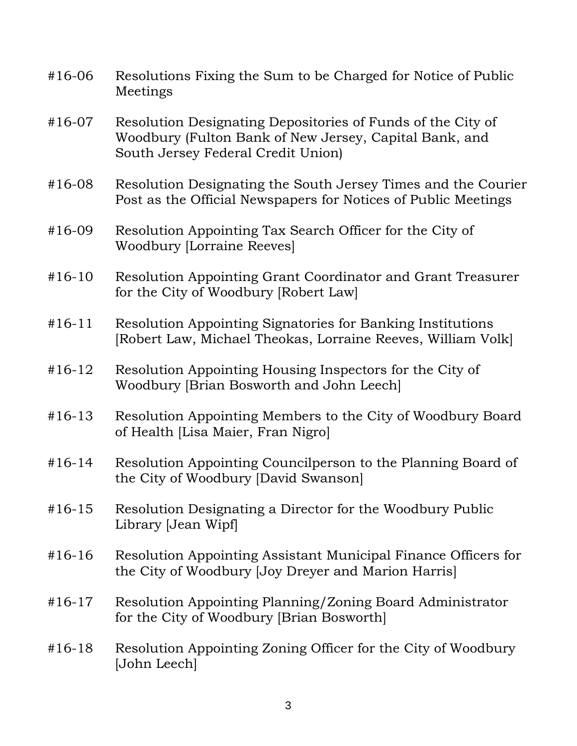#16-06 Resolutions Fixing the Sum to be Charged for Notice of Public Meetings

#16-07 Resolution Designating Depositories of Funds of the City of Woodbury (Fulton Bank of New Jersey, Capital Bank, and South Jersey Federal Credit Union)

#16-08 Resolution Designating the South Jersey Times and the Courier Post as the Official Newspapers for Notices of Public Meetings

#16-09 Resolution Appointing Tax Search Officer for the City of Woodbury [Lorraine Reeves]

#16-10 Resolution Appointing Grant Coordinator and Grant Treasurer for the City of Woodbury [Robert Law]

#16-11 Resolution Appointing Signatories for Banking Institutions [Robert Law, Michael Theokas, Lorraine Reeves, William Volk]

#16-12 Resolution Appointing Housing Inspectors for the City of Woodbury [Brian Bosworth and John Leech]

#16-13 Resolution Appointing Members to the City of Woodbury Board of Health [Lisa Maier, Fran Nigro]

#16-14 Resolution Appointing Councilperson to the Planning Board of the City of Woodbury [David Swanson]

#16-15 Resolution Designating a Director for the Woodbury Public Library [Jean Wipf]

#16-16 Resolution Appointing Assistant Municipal Finance Officers for the City of Woodbury [Joy Dreyer and Marion Harris]

#16-17 Resolution Appointing Planning/Zoning Board Administrator for the City of Woodbury [Brian Bosworth]

#16-18 Resolution Appointing Zoning Officer for the City of Woodbury [John Leech]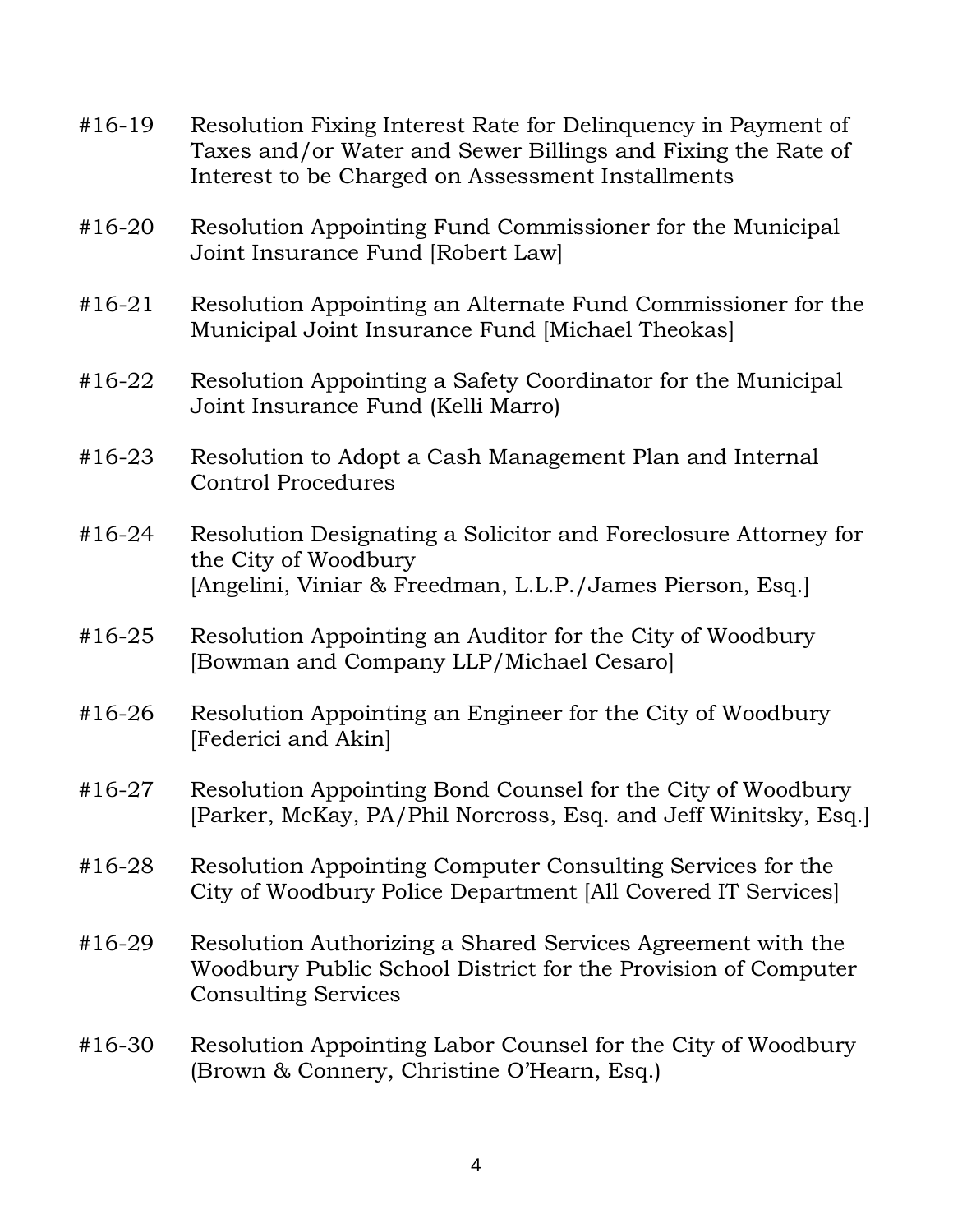#16-19 Resolution Fixing Interest Rate for Delinquency in Payment of Taxes and/or Water and Sewer Billings and Fixing the Rate of Interest to be Charged on Assessment Installments

#16-20 Resolution Appointing Fund Commissioner for the Municipal Joint Insurance Fund [Robert Law]

#16-21 Resolution Appointing an Alternate Fund Commissioner for the Municipal Joint Insurance Fund [Michael Theokas]

#16-22 Resolution Appointing a Safety Coordinator for the Municipal Joint Insurance Fund (Kelli Marro)

#16-23 Resolution to Adopt a Cash Management Plan and Internal Control Procedures

#16-24 Resolution Designating a Solicitor and Foreclosure Attorney for the City of Woodbury
[Angelini, Viniar & Freedman, L.L.P./James Pierson, Esq.]

#16-25 Resolution Appointing an Auditor for the City of Woodbury
[Bowman and Company LLP/Michael Cesaro]

#16-26 Resolution Appointing an Engineer for the City of Woodbury
[Federici and Akin]

#16-27 Resolution Appointing Bond Counsel for the City of Woodbury
[Parker, McKay, PA/Phil Norcross, Esq. and Jeff Winitsky, Esq.]

#16-28 Resolution Appointing Computer Consulting Services for the City of Woodbury Police Department [All Covered IT Services]

#16-29 Resolution Authorizing a Shared Services Agreement with the Woodbury Public School District for the Provision of Computer Consulting Services

#16-30 Resolution Appointing Labor Counsel for the City of Woodbury (Brown & Connery, Christine O'Hearn, Esq.)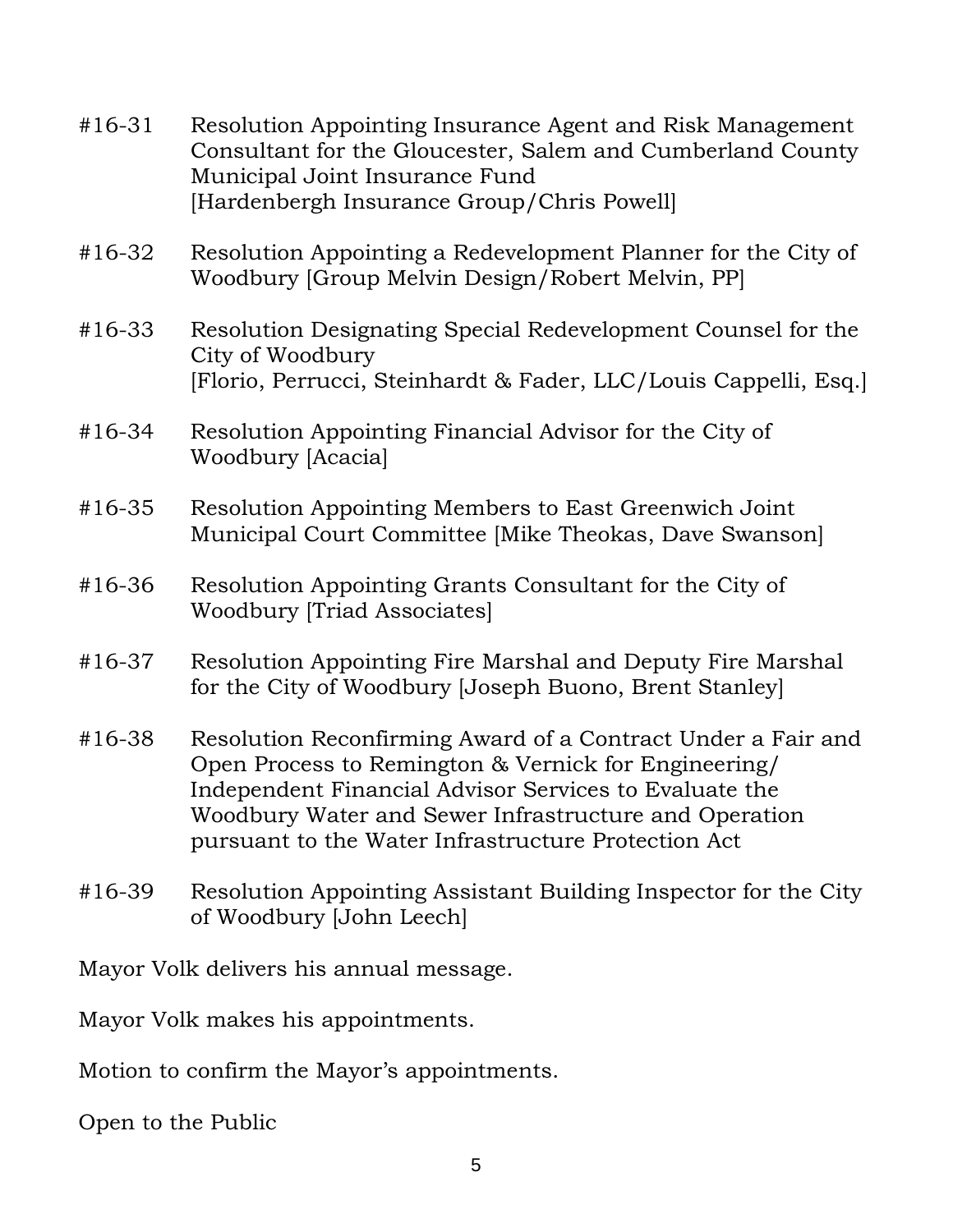#16-31 Resolution Appointing Insurance Agent and Risk Management Consultant for the Gloucester, Salem and Cumberland County Municipal Joint Insurance Fund [Hardenbergh Insurance Group/Chris Powell]

#16-32 Resolution Appointing a Redevelopment Planner for the City of Woodbury [Group Melvin Design/Robert Melvin, PP]

#16-33 Resolution Designating Special Redevelopment Counsel for the City of Woodbury [Florio, Perrucci, Steinhardt & Fader, LLC/Louis Cappelli, Esq.]

#16-34 Resolution Appointing Financial Advisor for the City of Woodbury [Acacia]

#16-35 Resolution Appointing Members to East Greenwich Joint Municipal Court Committee [Mike Theokas, Dave Swanson]

#16-36 Resolution Appointing Grants Consultant for the City of Woodbury [Triad Associates]

#16-37 Resolution Appointing Fire Marshal and Deputy Fire Marshal for the City of Woodbury [Joseph Buono, Brent Stanley]

#16-38 Resolution Reconfirming Award of a Contract Under a Fair and Open Process to Remington & Vernick for Engineering/ Independent Financial Advisor Services to Evaluate the Woodbury Water and Sewer Infrastructure and Operation pursuant to the Water Infrastructure Protection Act

#16-39 Resolution Appointing Assistant Building Inspector for the City of Woodbury [John Leech]

Mayor Volk delivers his annual message.

Mayor Volk makes his appointments.

Motion to confirm the Mayor's appointments.

Open to the Public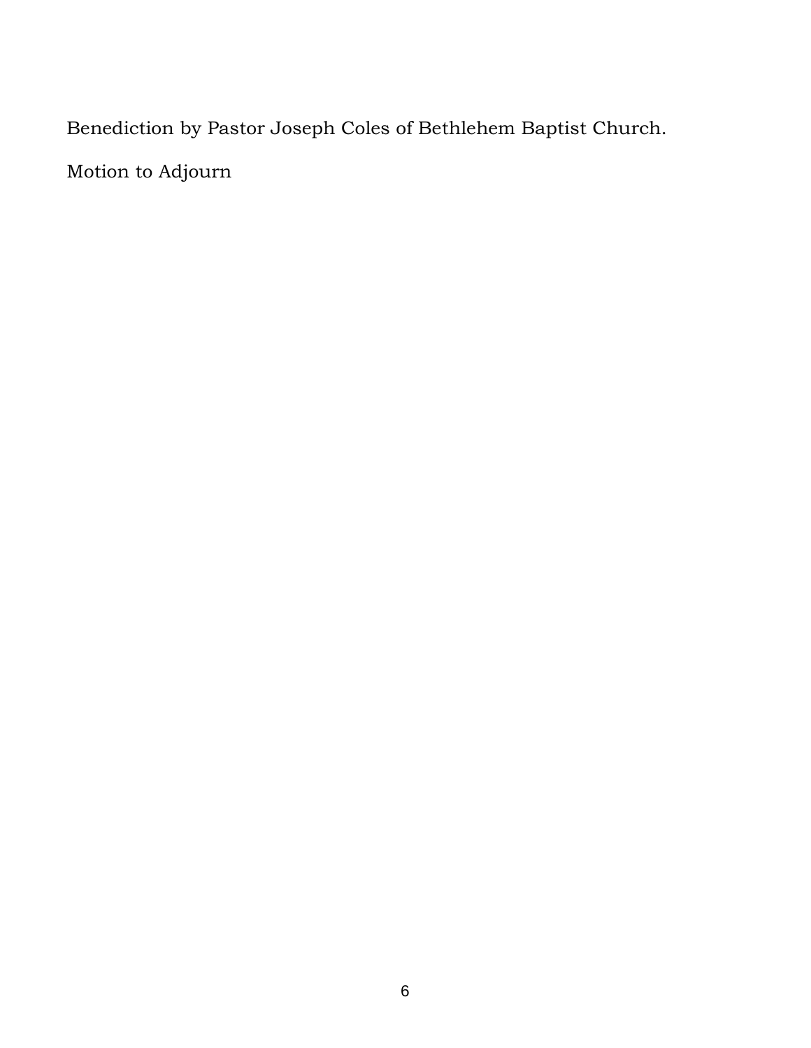Benediction by Pastor Joseph Coles of Bethlehem Baptist Church.

Motion to Adjourn